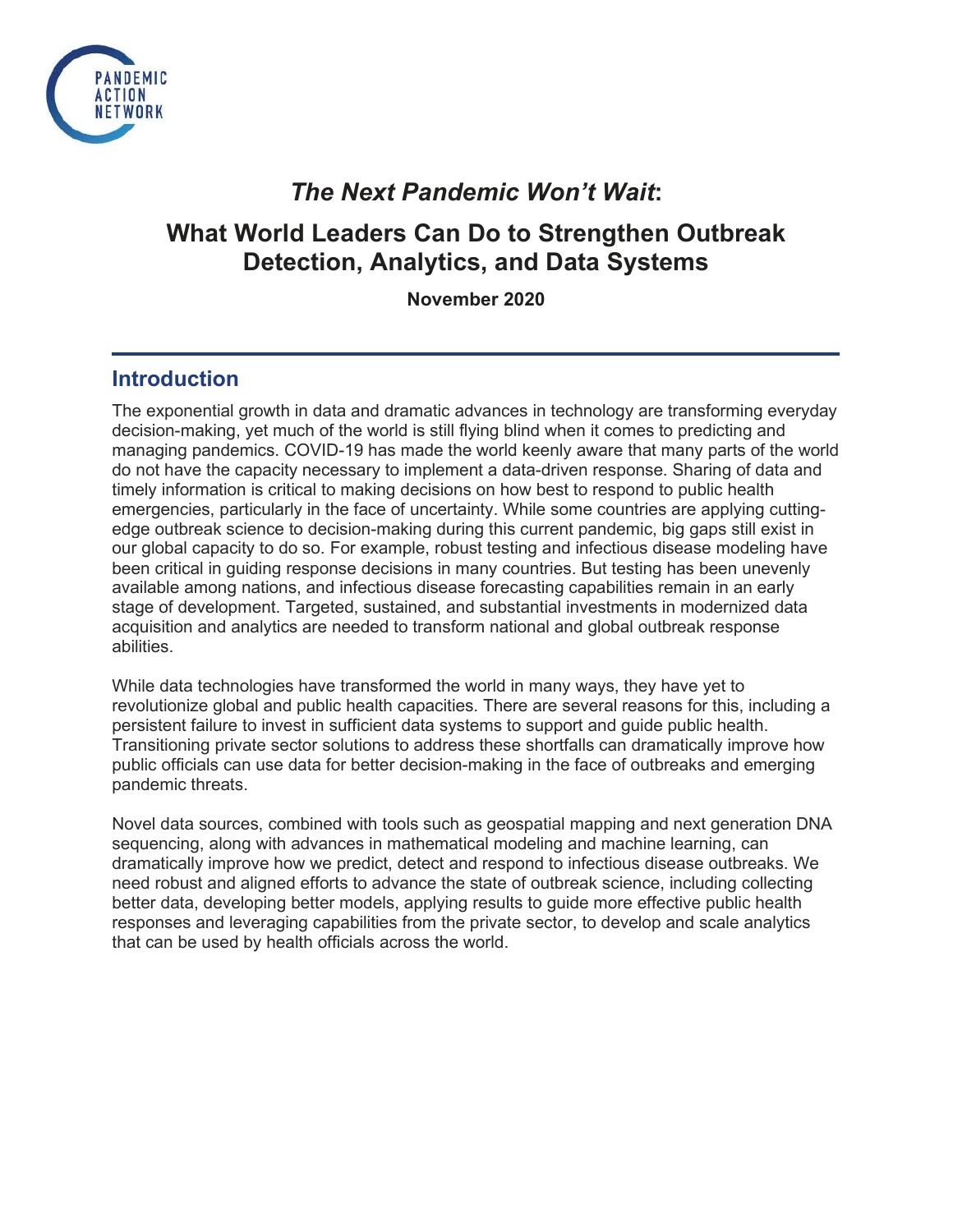# *The Next Pandemic Won't Wait*: What World Leaders Can Do to Strengthen Outbreak Detection, Analytics, and Data Systems

**November 2020**

## Introduction

The exponential growth in data and dramatic advances in technology are transforming everyday decision-making, yet much of the world is still flying blind when it comes to predicting and managing pandemics. COVID-19 has made the world keenly aware that many parts of the world do not have the capacity necessary to implement a data-driven response. Sharing of data and timely information is critical to making decisions on how best to respond to public health emergencies, particularly in the face of uncertainty. While some countries are applying cutting-edge outbreak science to decision-making during this current pandemic, big gaps still exist in our global capacity to do so. For example, robust testing and infectious disease modeling have been critical in guiding response decisions in many countries. But testing has been unevenly available among nations, and infectious disease forecasting capabilities remain in an early stage of development. Targeted, sustained, and substantial investments in modernized data acquisition and analytics are needed to transform national and global outbreak response abilities.

While data technologies have transformed the world in many ways, they have yet to revolutionize global and public health capacities. There are several reasons for this, including a persistent failure to invest in sufficient data systems to support and guide public health. Transitioning private sector solutions to address these shortfalls can dramatically improve how public officials can use data for better decision-making in the face of outbreaks and emerging pandemic threats.

Novel data sources, combined with tools such as geospatial mapping and next generation DNA sequencing, along with advances in mathematical modeling and machine learning, can dramatically improve how we predict, detect and respond to infectious disease outbreaks. We need robust and aligned efforts to advance the state of outbreak science, including collecting better data, developing better models, applying results to guide more effective public health responses and leveraging capabilities from the private sector, to develop and scale analytics that can be used by health officials across the world.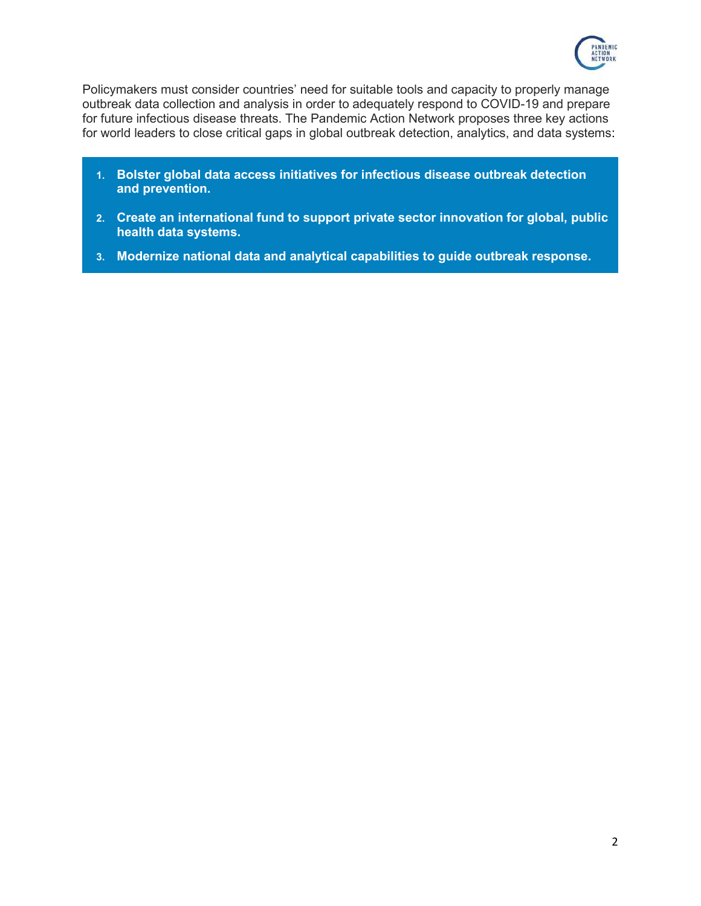Policymakers must consider countries' need for suitable tools and capacity to properly manage outbreak data collection and analysis in order to adequately respond to COVID-19 and prepare for future infectious disease threats. The Pandemic Action Network proposes three key actions for world leaders to close critical gaps in global outbreak detection, analytics, and data systems:

1. **Bolster global data access initiatives for infectious disease outbreak detection and prevention.**
2. **Create an international fund to support private sector innovation for global, public health data systems.**
3. **Modernize national data and analytical capabilities to guide outbreak response.**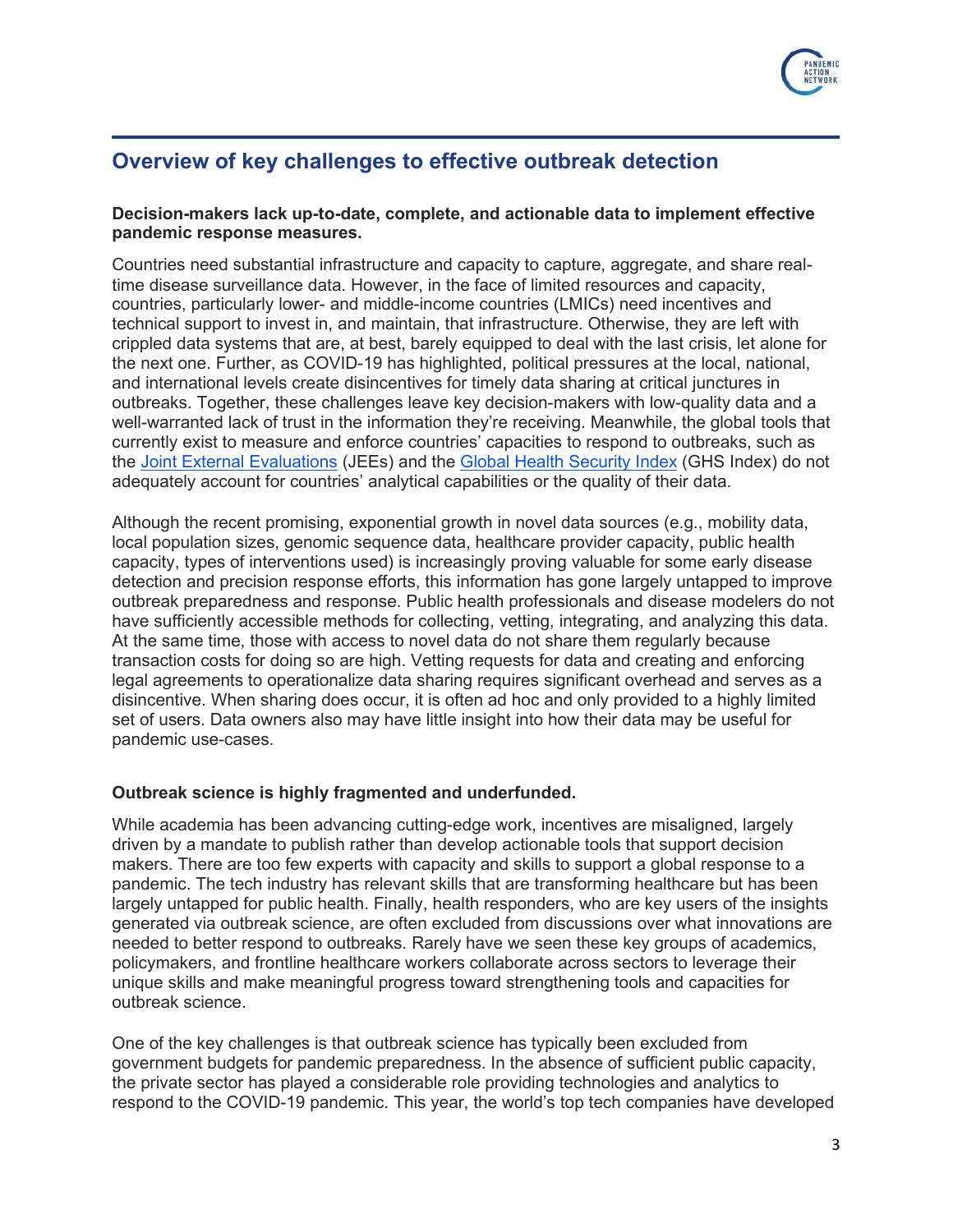## Overview of key challenges to effective outbreak detection

**Decision-makers lack up-to-date, complete, and actionable data to implement effective pandemic response measures.**

Countries need substantial infrastructure and capacity to capture, aggregate, and share real-time disease surveillance data. However, in the face of limited resources and capacity, countries, particularly lower- and middle-income countries (LMICs) need incentives and technical support to invest in, and maintain, that infrastructure. Otherwise, they are left with crippled data systems that are, at best, barely equipped to deal with the last crisis, let alone for the next one. Further, as COVID-19 has highlighted, political pressures at the local, national, and international levels create disincentives for timely data sharing at critical junctures in outbreaks. Together, these challenges leave key decision-makers with low-quality data and a well-warranted lack of trust in the information they're receiving. Meanwhile, the global tools that currently exist to measure and enforce countries' capacities to respond to outbreaks, such as the Joint External Evaluations (JEEs) and the Global Health Security Index (GHS Index) do not adequately account for countries' analytical capabilities or the quality of their data.

Although the recent promising, exponential growth in novel data sources (e.g., mobility data, local population sizes, genomic sequence data, healthcare provider capacity, public health capacity, types of interventions used) is increasingly proving valuable for some early disease detection and precision response efforts, this information has gone largely untapped to improve outbreak preparedness and response. Public health professionals and disease modelers do not have sufficiently accessible methods for collecting, vetting, integrating, and analyzing this data. At the same time, those with access to novel data do not share them regularly because transaction costs for doing so are high. Vetting requests for data and creating and enforcing legal agreements to operationalize data sharing requires significant overhead and serves as a disincentive. When sharing does occur, it is often ad hoc and only provided to a highly limited set of users. Data owners also may have little insight into how their data may be useful for pandemic use-cases.

**Outbreak science is highly fragmented and underfunded.**

While academia has been advancing cutting-edge work, incentives are misaligned, largely driven by a mandate to publish rather than develop actionable tools that support decision makers. There are too few experts with capacity and skills to support a global response to a pandemic. The tech industry has relevant skills that are transforming healthcare but has been largely untapped for public health. Finally, health responders, who are key users of the insights generated via outbreak science, are often excluded from discussions over what innovations are needed to better respond to outbreaks. Rarely have we seen these key groups of academics, policymakers, and frontline healthcare workers collaborate across sectors to leverage their unique skills and make meaningful progress toward strengthening tools and capacities for outbreak science.

One of the key challenges is that outbreak science has typically been excluded from government budgets for pandemic preparedness. In the absence of sufficient public capacity, the private sector has played a considerable role providing technologies and analytics to respond to the COVID-19 pandemic. This year, the world's top tech companies have developed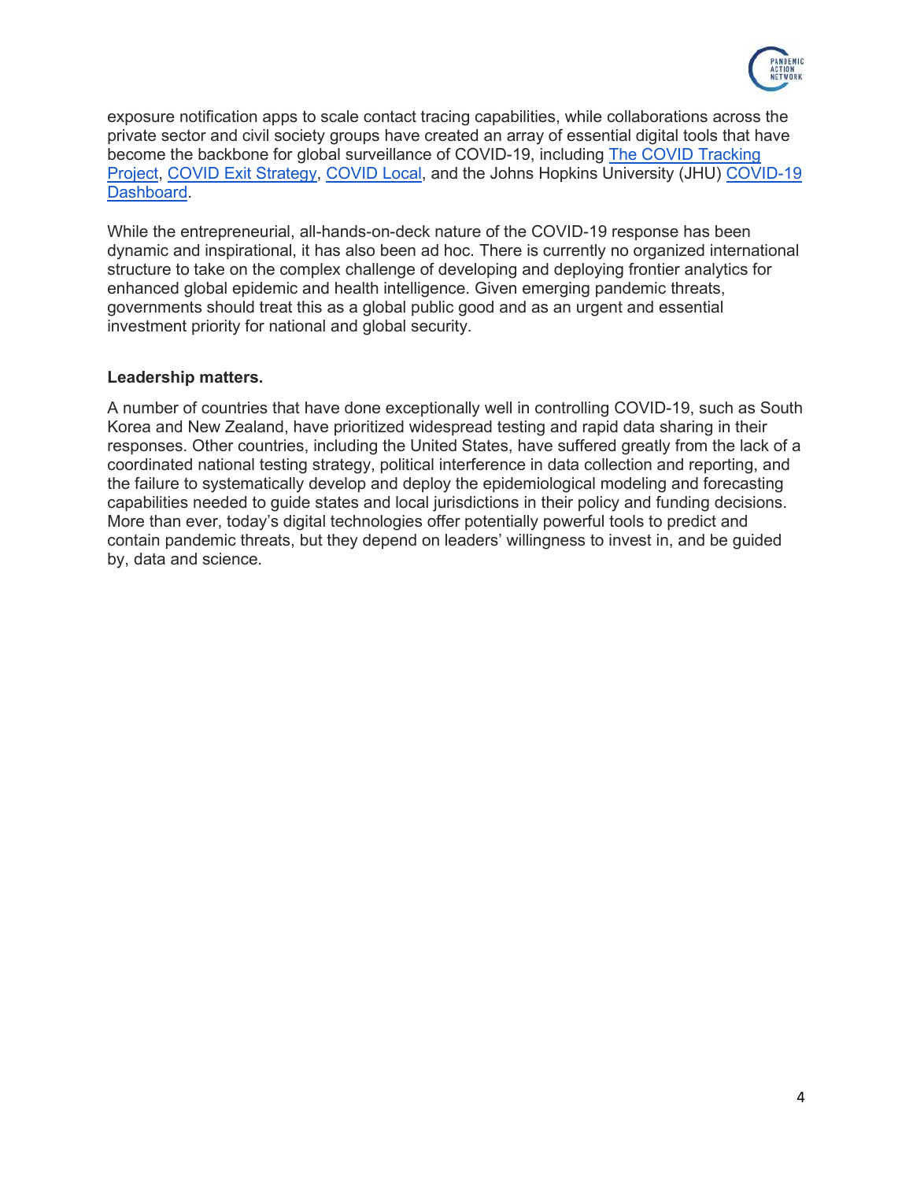exposure notification apps to scale contact tracing capabilities, while collaborations across the private sector and civil society groups have created an array of essential digital tools that have become the backbone for global surveillance of COVID-19, including The COVID Tracking Project, COVID Exit Strategy, COVID Local, and the Johns Hopkins University (JHU) COVID-19 Dashboard.

While the entrepreneurial, all-hands-on-deck nature of the COVID-19 response has been dynamic and inspirational, it has also been ad hoc. There is currently no organized international structure to take on the complex challenge of developing and deploying frontier analytics for enhanced global epidemic and health intelligence. Given emerging pandemic threats, governments should treat this as a global public good and as an urgent and essential investment priority for national and global security.

**Leadership matters.**

A number of countries that have done exceptionally well in controlling COVID-19, such as South Korea and New Zealand, have prioritized widespread testing and rapid data sharing in their responses. Other countries, including the United States, have suffered greatly from the lack of a coordinated national testing strategy, political interference in data collection and reporting, and the failure to systematically develop and deploy the epidemiological modeling and forecasting capabilities needed to guide states and local jurisdictions in their policy and funding decisions. More than ever, today's digital technologies offer potentially powerful tools to predict and contain pandemic threats, but they depend on leaders' willingness to invest in, and be guided by, data and science.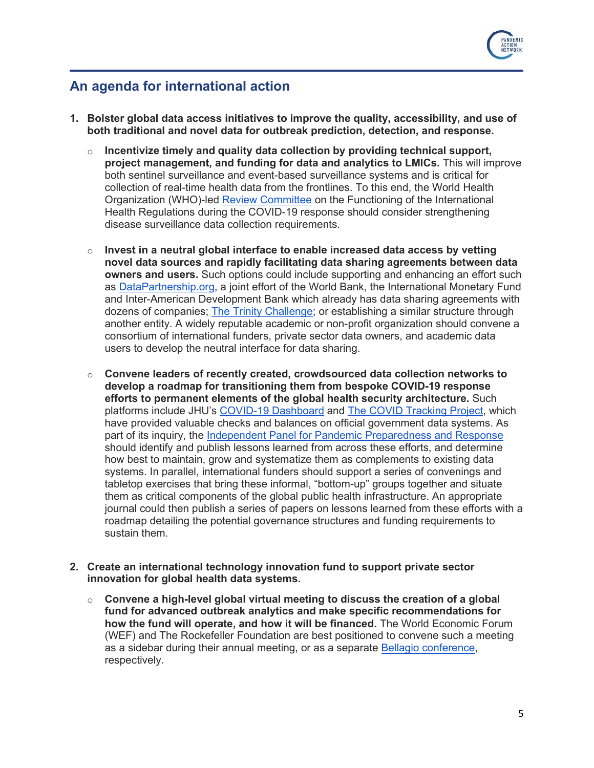## An agenda for international action

1. **Bolster global data access initiatives to improve the quality, accessibility, and use of both traditional and novel data for outbreak prediction, detection, and response.**
   - **Incentivize timely and quality data collection by providing technical support, project management, and funding for data and analytics to LMICs.** This will improve both sentinel surveillance and event-based surveillance systems and is critical for collection of real-time health data from the frontlines. To this end, the World Health Organization (WHO)-led Review Committee on the Functioning of the International Health Regulations during the COVID-19 response should consider strengthening disease surveillance data collection requirements.
   - **Invest in a neutral global interface to enable increased data access by vetting novel data sources and rapidly facilitating data sharing agreements between data owners and users.** Such options could include supporting and enhancing an effort such as DataPartnership.org, a joint effort of the World Bank, the International Monetary Fund and Inter-American Development Bank which already has data sharing agreements with dozens of companies; The Trinity Challenge; or establishing a similar structure through another entity. A widely reputable academic or non-profit organization should convene a consortium of international funders, private sector data owners, and academic data users to develop the neutral interface for data sharing.
   - **Convene leaders of recently created, crowdsourced data collection networks to develop a roadmap for transitioning them from bespoke COVID-19 response efforts to permanent elements of the global health security architecture.** Such platforms include JHU's COVID-19 Dashboard and The COVID Tracking Project, which have provided valuable checks and balances on official government data systems. As part of its inquiry, the Independent Panel for Pandemic Preparedness and Response should identify and publish lessons learned from across these efforts, and determine how best to maintain, grow and systematize them as complements to existing data systems. In parallel, international funders should support a series of convenings and tabletop exercises that bring these informal, "bottom-up" groups together and situate them as critical components of the global public health infrastructure. An appropriate journal could then publish a series of papers on lessons learned from these efforts with a roadmap detailing the potential governance structures and funding requirements to sustain them.

2. **Create an international technology innovation fund to support private sector innovation for global health data systems.**
   - **Convene a high-level global virtual meeting to discuss the creation of a global fund for advanced outbreak analytics and make specific recommendations for how the fund will operate, and how it will be financed.** The World Economic Forum (WEF) and The Rockefeller Foundation are best positioned to convene such a meeting as a sidebar during their annual meeting, or as a separate Bellagio conference, respectively.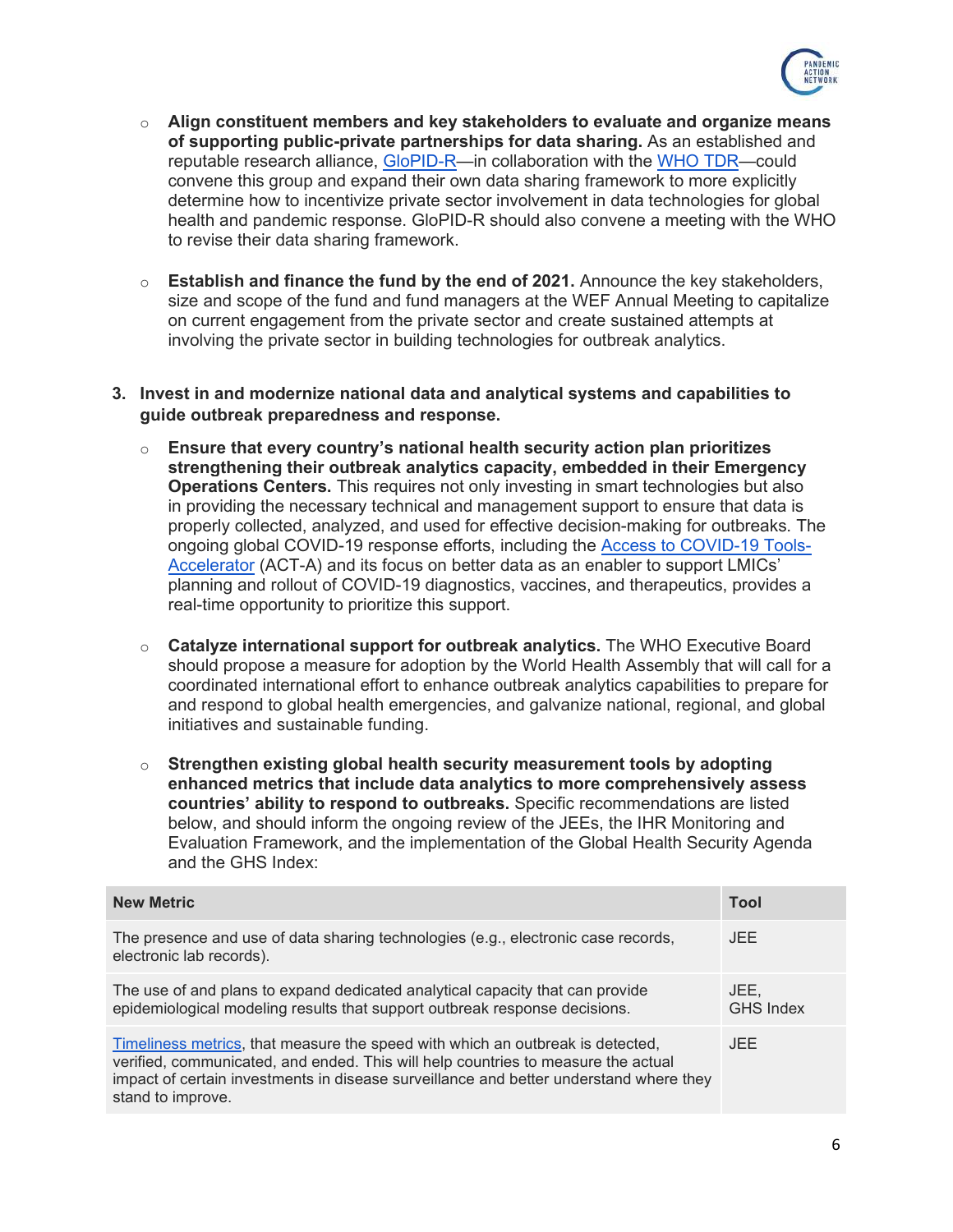- **Align constituent members and key stakeholders to evaluate and organize means of supporting public-private partnerships for data sharing.** As an established and reputable research alliance, GloPID-R—in collaboration with the WHO TDR—could convene this group and expand their own data sharing framework to more explicitly determine how to incentivize private sector involvement in data technologies for global health and pandemic response. GloPID-R should also convene a meeting with the WHO to revise their data sharing framework.

- **Establish and finance the fund by the end of 2021.** Announce the key stakeholders, size and scope of the fund and fund managers at the WEF Annual Meeting to capitalize on current engagement from the private sector and create sustained attempts at involving the private sector in building technologies for outbreak analytics.

3. **Invest in and modernize national data and analytical systems and capabilities to guide outbreak preparedness and response.**

   - **Ensure that every country's national health security action plan prioritizes strengthening their outbreak analytics capacity, embedded in their Emergency Operations Centers.** This requires not only investing in smart technologies but also in providing the necessary technical and management support to ensure that data is properly collected, analyzed, and used for effective decision-making for outbreaks. The ongoing global COVID-19 response efforts, including the Access to COVID-19 Tools-Accelerator (ACT-A) and its focus on better data as an enabler to support LMICs' planning and rollout of COVID-19 diagnostics, vaccines, and therapeutics, provides a real-time opportunity to prioritize this support.

   - **Catalyze international support for outbreak analytics.** The WHO Executive Board should propose a measure for adoption by the World Health Assembly that will call for a coordinated international effort to enhance outbreak analytics capabilities to prepare for and respond to global health emergencies, and galvanize national, regional, and global initiatives and sustainable funding.

   - **Strengthen existing global health security measurement tools by adopting enhanced metrics that include data analytics to more comprehensively assess countries' ability to respond to outbreaks.** Specific recommendations are listed below, and should inform the ongoing review of the JEEs, the IHR Monitoring and Evaluation Framework, and the implementation of the Global Health Security Agenda and the GHS Index:

| New Metric | Tool |
|---|---|
| The presence and use of data sharing technologies (e.g., electronic case records, electronic lab records). | JEE |
| The use of and plans to expand dedicated analytical capacity that can provide epidemiological modeling results that support outbreak response decisions. | JEE, GHS Index |
| Timeliness metrics, that measure the speed with which an outbreak is detected, verified, communicated, and ended. This will help countries to measure the actual impact of certain investments in disease surveillance and better understand where they stand to improve. | JEE |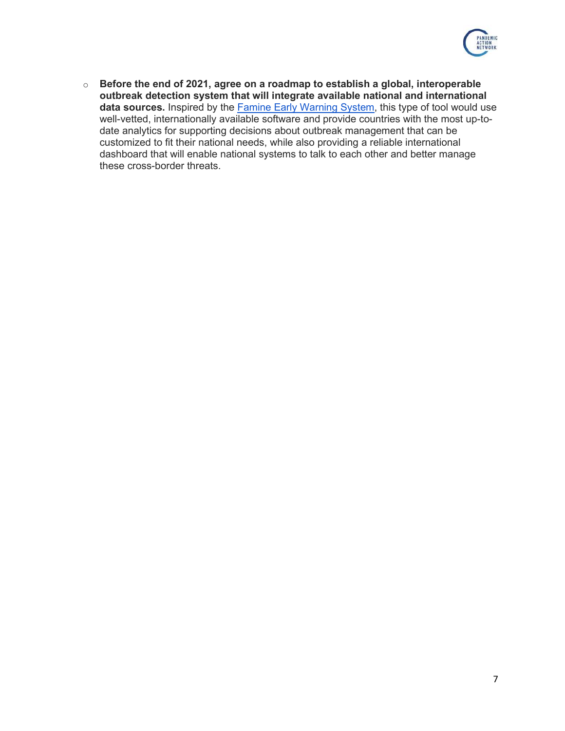- **Before the end of 2021, agree on a roadmap to establish a global, interoperable outbreak detection system that will integrate available national and international data sources.** Inspired by the Famine Early Warning System, this type of tool would use well-vetted, internationally available software and provide countries with the most up-to-date analytics for supporting decisions about outbreak management that can be customized to fit their national needs, while also providing a reliable international dashboard that will enable national systems to talk to each other and better manage these cross-border threats.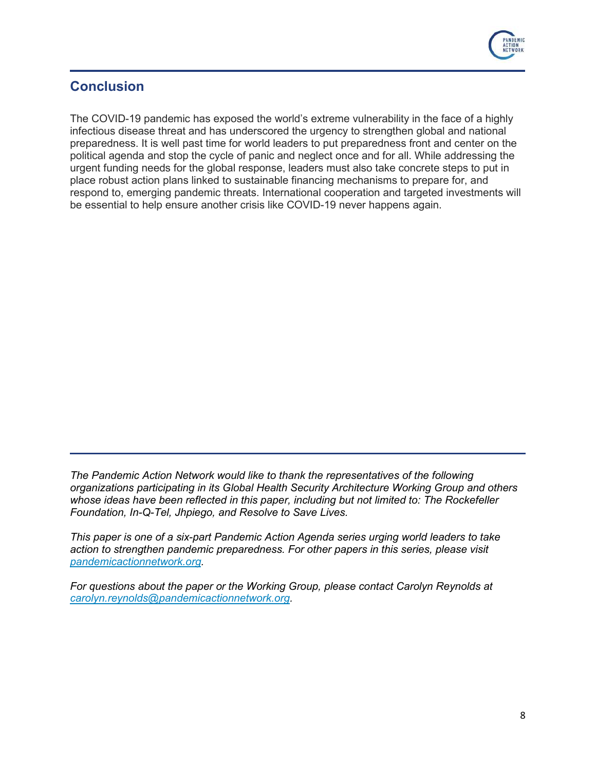## Conclusion

The COVID-19 pandemic has exposed the world's extreme vulnerability in the face of a highly infectious disease threat and has underscored the urgency to strengthen global and national preparedness. It is well past time for world leaders to put preparedness front and center on the political agenda and stop the cycle of panic and neglect once and for all. While addressing the urgent funding needs for the global response, leaders must also take concrete steps to put in place robust action plans linked to sustainable financing mechanisms to prepare for, and respond to, emerging pandemic threats. International cooperation and targeted investments will be essential to help ensure another crisis like COVID-19 never happens again.

---

*The Pandemic Action Network would like to thank the representatives of the following organizations participating in its Global Health Security Architecture Working Group and others whose ideas have been reflected in this paper, including but not limited to: The Rockefeller Foundation, In-Q-Tel, Jhpiego, and Resolve to Save Lives.*

*This paper is one of a six-part Pandemic Action Agenda series urging world leaders to take action to strengthen pandemic preparedness. For other papers in this series, please visit [pandemicactionnetwork.org](pandemicactionnetwork.org).*

*For questions about the paper or the Working Group, please contact Carolyn Reynolds at [carolyn.reynolds@pandemicactionnetwork.org](mailto:carolyn.reynolds@pandemicactionnetwork.org).*